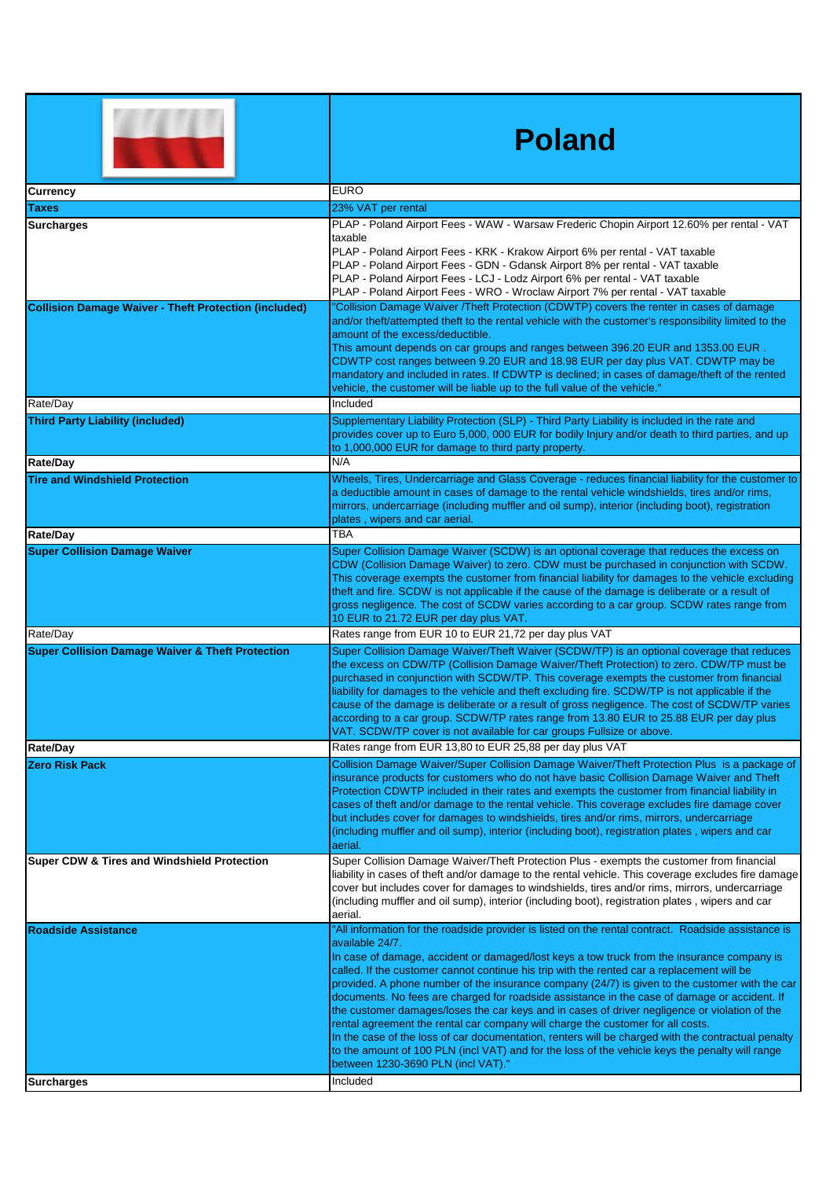# Poland

| | |
|---|---|
| **Currency** | EURO |
| **Taxes** | 23% VAT per rental |
| **Surcharges** | PLAP - Poland Airport Fees - WAW - Warsaw Frederic Chopin Airport 12.60% per rental - VAT taxable<br>PLAP - Poland Airport Fees - KRK - Krakow Airport 6% per rental - VAT taxable<br>PLAP - Poland Airport Fees - GDN - Gdansk Airport 8% per rental - VAT taxable<br>PLAP - Poland Airport Fees - LCJ - Lodz Airport 6% per rental - VAT taxable<br>PLAP - Poland Airport Fees - WRO - Wroclaw Airport 7% per rental - VAT taxable |
| **Collision Damage Waiver - Theft Protection (included)** | "Collision Damage Waiver /Theft Protection (CDWTP) covers the renter in cases of damage and/or theft/attempted theft to the rental vehicle with the customer's responsibility limited to the amount of the excess/deductible.<br>This amount depends on car groups and ranges between 396.20 EUR and 1353.00 EUR . CDWTP cost ranges between 9.20 EUR and 18.98 EUR per day plus VAT. CDWTP may be mandatory and included in rates. If CDWTP is declined; in cases of damage/theft of the rented vehicle, the customer will be liable up to the full value of the vehicle." |
| Rate/Day | Included |
| **Third Party Liability (included)** | Supplementary Liability Protection (SLP) - Third Party Liability is included in the rate and provides cover up to Euro 5,000, 000 EUR for bodily Injury and/or death to third parties, and up to 1,000,000 EUR for damage to third party property. |
| **Rate/Day** | N/A |
| **Tire and Windshield Protection** | Wheels, Tires, Undercarriage and Glass Coverage - reduces financial liability for the customer to a deductible amount in cases of damage to the rental vehicle windshields, tires and/or rims, mirrors, undercarriage (including muffler and oil sump), interior (including boot), registration plates , wipers and car aerial. |
| **Rate/Day** | TBA |
| **Super Collision Damage Waiver** | Super Collision Damage Waiver (SCDW) is an optional coverage that reduces the excess on CDW (Collision Damage Waiver) to zero. CDW must be purchased in conjunction with SCDW. This coverage exempts the customer from financial liability for damages to the vehicle excluding theft and fire. SCDW is not applicable if the cause of the damage is deliberate or a result of gross negligence. The cost of SCDW varies according to a car group. SCDW rates range from 10 EUR to 21.72 EUR per day plus VAT. |
| Rate/Day | Rates range from EUR 10 to EUR 21,72 per day plus VAT |
| **Super Collision Damage Waiver & Theft Protection** | Super Collision Damage Waiver/Theft Waiver (SCDW/TP) is an optional coverage that reduces the excess on CDW/TP (Collision Damage Waiver/Theft Protection) to zero. CDW/TP must be purchased in conjunction with SCDW/TP. This coverage exempts the customer from financial liability for damages to the vehicle and theft excluding fire. SCDW/TP is not applicable if the cause of the damage is deliberate or a result of gross negligence. The cost of SCDW/TP varies according to a car group. SCDW/TP rates range from 13.80 EUR to 25.88 EUR per day plus VAT. SCDW/TP cover is not available for car groups Fullsize or above. |
| **Rate/Day** | Rates range from EUR 13,80 to EUR 25,88 per day plus VAT |
| **Zero Risk Pack** | Collision Damage Waiver/Super Collision Damage Waiver/Theft Protection Plus is a package of insurance products for customers who do not have basic Collision Damage Waiver and Theft Protection CDWTP included in their rates and exempts the customer from financial liability in cases of theft and/or damage to the rental vehicle. This coverage excludes fire damage cover but includes cover for damages to windshields, tires and/or rims, mirrors, undercarriage (including muffler and oil sump), interior (including boot), registration plates , wipers and car aerial. |
| **Super CDW & Tires and Windshield Protection** | Super Collision Damage Waiver/Theft Protection Plus - exempts the customer from financial liability in cases of theft and/or damage to the rental vehicle. This coverage excludes fire damage cover but includes cover for damages to windshields, tires and/or rims, mirrors, undercarriage (including muffler and oil sump), interior (including boot), registration plates , wipers and car aerial. |
| **Roadside Assistance** | "All information for the roadside provider is listed on the rental contract. Roadside assistance is available 24/7.<br>In case of damage, accident or damaged/lost keys a tow truck from the insurance company is called. If the customer cannot continue his trip with the rented car a replacement will be provided. A phone number of the insurance company (24/7) is given to the customer with the car documents. No fees are charged for roadside assistance in the case of damage or accident. If the customer damages/loses the car keys and in cases of driver negligence or violation of the rental agreement the rental car company will charge the customer for all costs.<br>In the case of the loss of car documentation, renters will be charged with the contractual penalty to the amount of 100 PLN (incl VAT) and for the loss of the vehicle keys the penalty will range between 1230-3690 PLN (incl VAT)." |
| **Surcharges** | Included |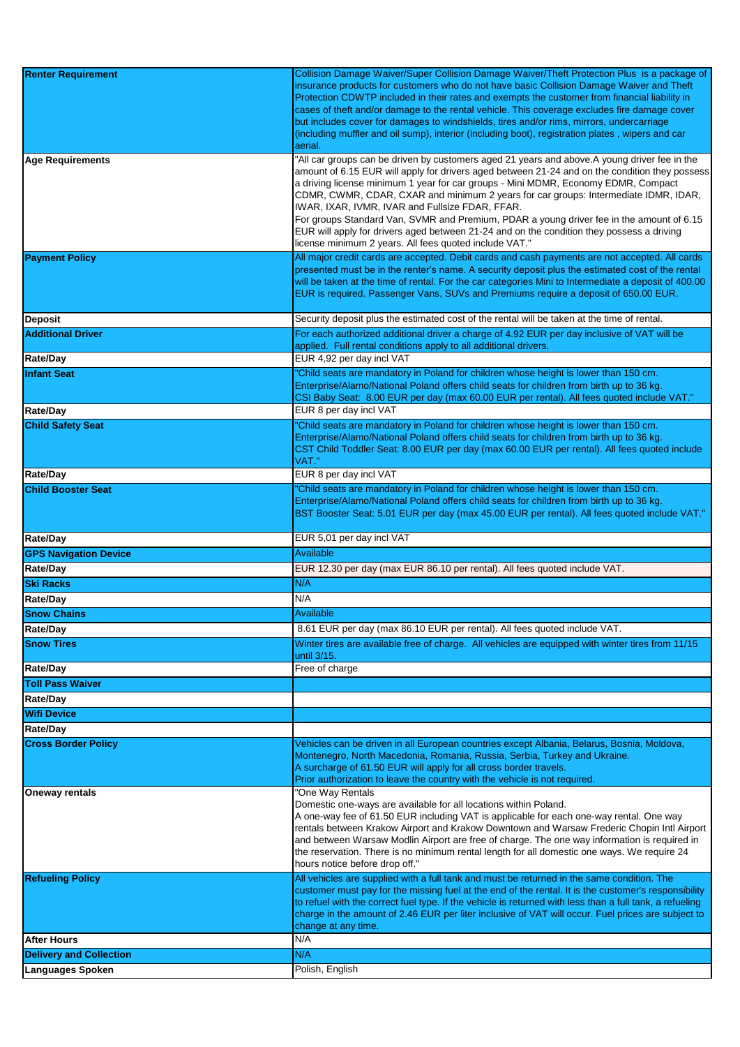| | |
|---|---|
| **Renter Requirement** | Collision Damage Waiver/Super Collision Damage Waiver/Theft Protection Plus is a package of insurance products for customers who do not have basic Collision Damage Waiver and Theft Protection CDWTP included in their rates and exempts the customer from financial liability in cases of theft and/or damage to the rental vehicle. This coverage excludes fire damage cover but includes cover for damages to windshields, tires and/or rims, mirrors, undercarriage (including muffler and oil sump), interior (including boot), registration plates , wipers and car aerial. |
| **Age Requirements** | "All car groups can be driven by customers aged 21 years and above.A young driver fee in the amount of 6.15 EUR will apply for drivers aged between 21-24 and on the condition they possess a driving license minimum 1 year for car groups - Mini MDMR, Economy EDMR, Compact CDMR, CWMR, CDAR, CXAR and minimum 2 years for car groups: Intermediate IDMR, IDAR, IWAR, IXAR, IVMR, IVAR and Fullsize FDAR, FFAR.<br>For groups Standard Van, SVMR and Premium, PDAR a young driver fee in the amount of 6.15 EUR will apply for drivers aged between 21-24 and on the condition they possess a driving license minimum 2 years. All fees quoted include VAT." |
| **Payment Policy** | All major credit cards are accepted. Debit cards and cash payments are not accepted. All cards presented must be in the renter's name. A security deposit plus the estimated cost of the rental will be taken at the time of rental. For the car categories Mini to Intermediate a deposit of 400.00 EUR is required. Passenger Vans, SUVs and Premiums require a deposit of 650.00 EUR. |
| **Deposit** | Security deposit plus the estimated cost of the rental will be taken at the time of rental. |
| **Additional Driver** | For each authorized additional driver a charge of 4.92 EUR per day inclusive of VAT will be applied. Full rental conditions apply to all additional drivers. |
| **Rate/Day** | EUR 4,92 per day incl VAT |
| **Infant Seat** | "Child seats are mandatory in Poland for children whose height is lower than 150 cm.<br>Enterprise/Alamo/National Poland offers child seats for children from birth up to 36 kg.<br>CSI Baby Seat: 8.00 EUR per day (max 60.00 EUR per rental). All fees quoted include VAT." |
| **Rate/Day** | EUR 8 per day incl VAT |
| **Child Safety Seat** | "Child seats are mandatory in Poland for children whose height is lower than 150 cm.<br>Enterprise/Alamo/National Poland offers child seats for children from birth up to 36 kg.<br>CST Child Toddler Seat: 8.00 EUR per day (max 60.00 EUR per rental). All fees quoted include VAT." |
| **Rate/Day** | EUR 8 per day incl VAT |
| **Child Booster Seat** | "Child seats are mandatory in Poland for children whose height is lower than 150 cm.<br>Enterprise/Alamo/National Poland offers child seats for children from birth up to 36 kg.<br>BST Booster Seat: 5.01 EUR per day (max 45.00 EUR per rental). All fees quoted include VAT." |
| **Rate/Day** | EUR 5,01 per day incl VAT |
| **GPS Navigation Device** | Available |
| **Rate/Day** | EUR 12.30 per day (max EUR 86.10 per rental). All fees quoted include VAT. |
| **Ski Racks** | N/A |
| **Rate/Day** | N/A |
| **Snow Chains** | Available |
| **Rate/Day** | 8.61 EUR per day (max 86.10 EUR per rental). All fees quoted include VAT. |
| **Snow Tires** | Winter tires are available free of charge. All vehicles are equipped with winter tires from 11/15 until 3/15. |
| **Rate/Day** | Free of charge |
| **Toll Pass Waiver** | |
| **Rate/Day** | |
| **Wifi Device** | |
| **Rate/Day** | |
| **Cross Border Policy** | Vehicles can be driven in all European countries except Albania, Belarus, Bosnia, Moldova, Montenegro, North Macedonia, Romania, Russia, Serbia, Turkey and Ukraine.<br>A surcharge of 61.50 EUR will apply for all cross border travels.<br>Prior authorization to leave the country with the vehicle is not required. |
| **Oneway rentals** | "One Way Rentals<br>Domestic one-ways are available for all locations within Poland.<br>A one-way fee of 61.50 EUR including VAT is applicable for each one-way rental. One way rentals between Krakow Airport and Krakow Downtown and Warsaw Frederic Chopin Intl Airport and between Warsaw Modlin Airport are free of charge. The one way information is required in the reservation. There is no minimum rental length for all domestic one ways. We require 24 hours notice before drop off." |
| **Refueling Policy** | All vehicles are supplied with a full tank and must be returned in the same condition. The customer must pay for the missing fuel at the end of the rental. It is the customer's responsibility to refuel with the correct fuel type. If the vehicle is returned with less than a full tank, a refueling charge in the amount of 2.46 EUR per liter inclusive of VAT will occur. Fuel prices are subject to change at any time. |
| **After Hours** | N/A |
| **Delivery and Collection** | N/A |
| **Languages Spoken** | Polish, English |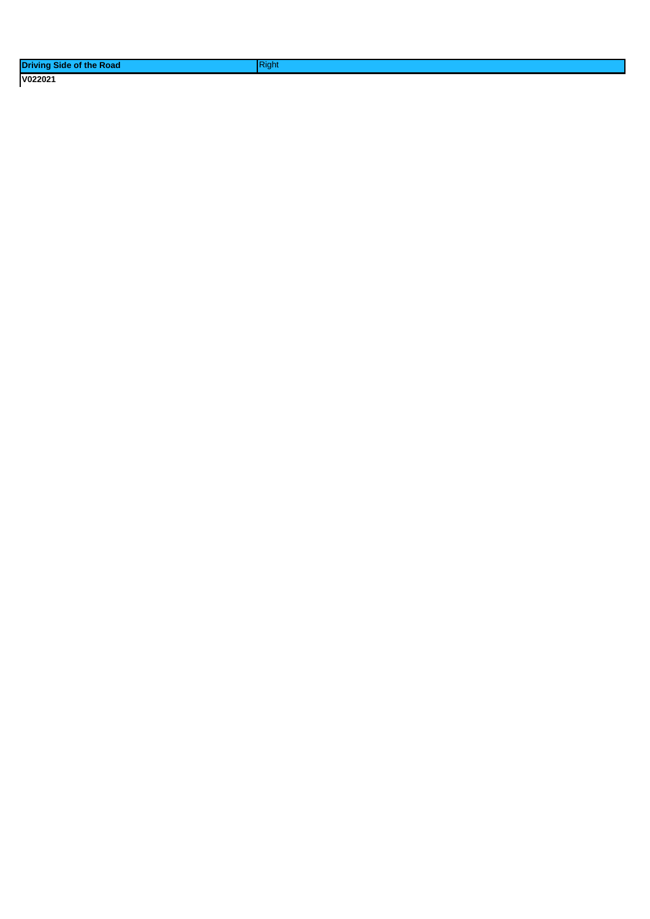| | |
|---|---|
| **Driving Side of the Road** | Right |

**V022021**